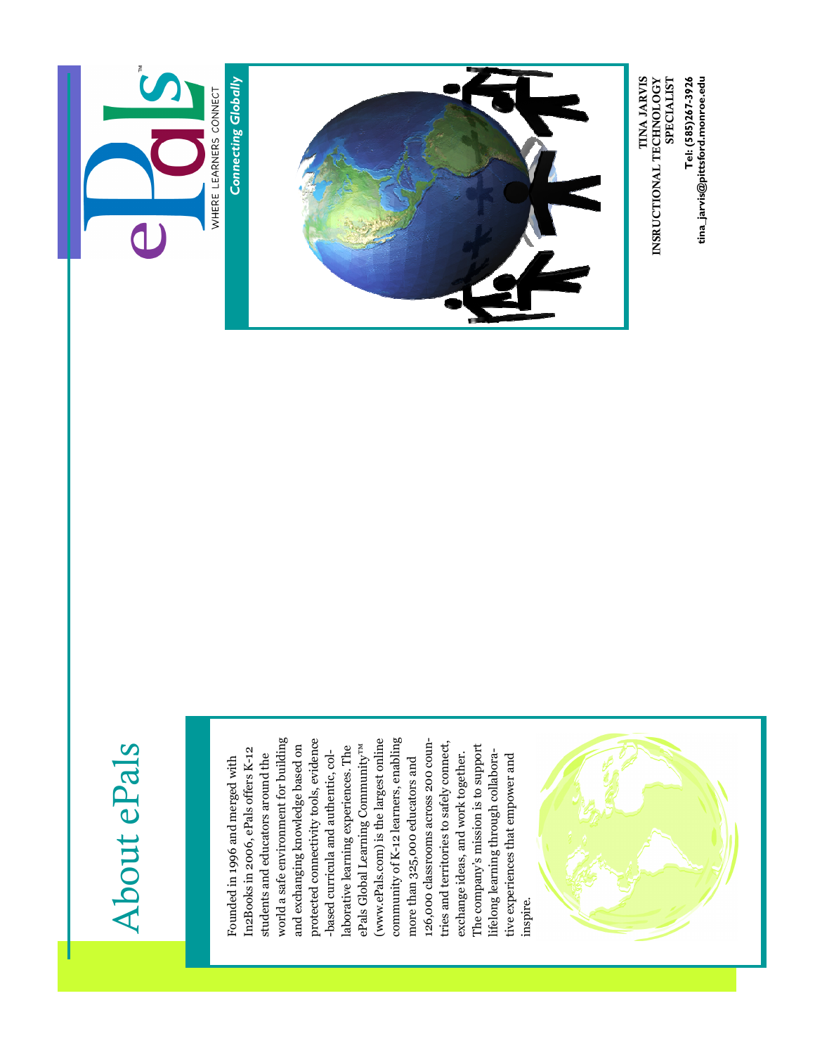# About ePals

Founded in 1996 and merged with In2Books in 2006, ePals offers K-12 students and educators around the world a safe environment for building and exchanging knowledge based on protected connectivity tools, evidence-based curricula and authentic, collaborative learning experiences. The ePals Global Learning Community™ (www.ePals.com) is the largest online community of K-12 learners, enabling more than 325,000 educators and 126,000 classrooms across 200 countries and territories to safely connect, exchange ideas, and work together. The company's mission is to support lifelong learning through collaborative experiences that empower and inspire.

ePals™

WHERE LEARNERS CONNECT

*Connecting Globally*

**TINA JARVIS**
**INSRUCTIONAL TECHNOLOGY SPECIALIST**

**Tel: (585)267-3926**
**tina_jarvis@pittsford.monroe.edu**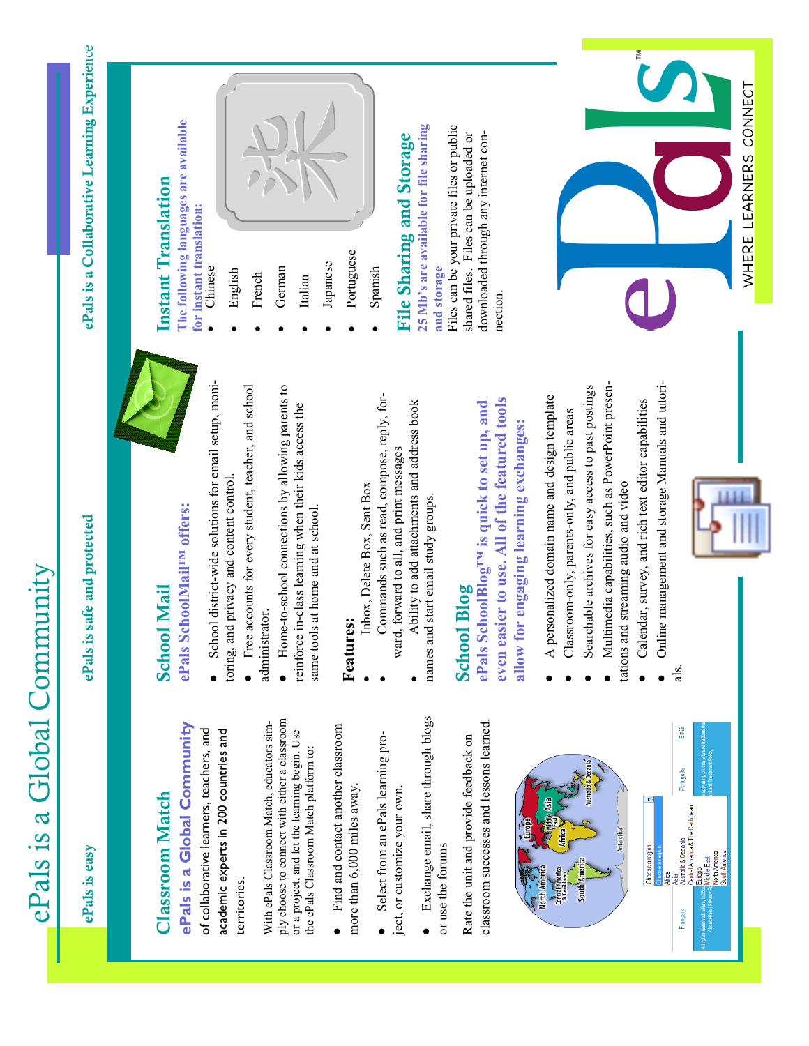# ePals is a Global Community

ePals is easy

ePals is safe and protected

ePals is a Collaborative Learning Experience

## Classroom Match

**ePals is a Global Community** of collaborative learners, teachers, and academic experts in 200 countries and territories.

With ePals Classroom Match, educators simply choose to connect with either a classroom or a project, and let the learning begin. Use the ePals Classroom Match platform to:

- Find and contact another classroom more than 6,000 miles away.
- Select from an ePals learning project, or customize your own.
- Exchange email, share through blogs or use the forums

Rate the unit and provide feedback on classroom successes and lessons learned.

## School Mail

**ePals SchoolMail™ offers:**

- School district-wide solutions for email setup, monitoring, and privacy and content control.
- Free accounts for every student, teacher, and school administrator.
- Home-to-school connections by allowing parents to reinforce in-class learning when their kids access the same tools at home and at school.

**Features:**

- Inbox, Delete Box, Sent Box
- Commands such as read, compose, reply, forward, forward to all, and print messages
- Ability to add attachments and address book names and start email study groups.

## School Blog

**ePals SchoolBlog™ is quick to set up, and even easier to use. All of the featured tools allow for engaging learning exchanges:**

- A personalized domain name and design template
- Classroom-only, parents-only, and public areas
- Searchable archives for easy access to past postings
- Multimedia capabilities, such as PowerPoint presentations and streaming audio and video
- Calendar, survey, and rich text editor capabilities
- Online management and storage Manuals and tutorials.

## Instant Translation

**The following languages are available for instant translation:**

- Chinese
- English
- French
- German
- Italian
- Japanese
- Portuguese
- Spanish

## File Sharing and Storage

**25 Mb's are available for file sharing and storage**

Files can be your private files or public shared files. Files can be uploaded or downloaded through any internet connection.

ePals™

WHERE LEARNERS CONNECT